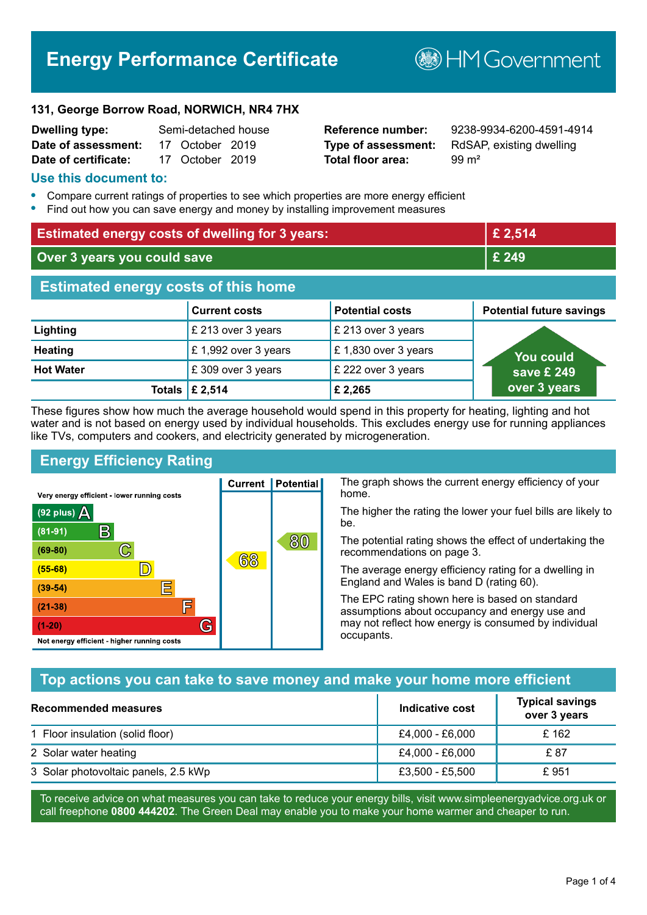# Energy Performance Certificate

HM Government

**131, George Borrow Road, NORWICH, NR4 7HX**

| | | | |
|---|---|---|---|
| **Dwelling type:** | Semi-detached house | **Reference number:** | 9238-9934-6200-4591-4914 |
| **Date of assessment:** | 17 October 2019 | **Type of assessment:** | RdSAP, existing dwelling |
| **Date of certificate:** | 17 October 2019 | **Total floor area:** | 99 m² |

## Use this document to:

- Compare current ratings of properties to see which properties are more energy efficient
- Find out how you can save energy and money by installing improvement measures

| | |
|---|---|
| **Estimated energy costs of dwelling for 3 years:** | **£ 2,514** |
| **Over 3 years you could save** | **£ 249** |

## Estimated energy costs of this home

| | Current costs | Potential costs | Potential future savings |
|---|---|---|---|
| **Lighting** | £ 213 over 3 years | £ 213 over 3 years | You could save £ 249 over 3 years |
| **Heating** | £ 1,992 over 3 years | £ 1,830 over 3 years | |
| **Hot Water** | £ 309 over 3 years | £ 222 over 3 years | |
| **Totals** | **£ 2,514** | **£ 2,265** | |

These figures show how much the average household would spend in this property for heating, lighting and hot water and is not based on energy used by individual households. This excludes energy use for running appliances like TVs, computers and cookers, and electricity generated by microgeneration.

## Energy Efficiency Rating

| Rating band | Current | Potential |
|---|---|---|
| Very energy efficient - lower running costs | | |
| (92 plus) A | | |
| (81-91) B | | |
| (69-80) C | | 80 |
| (55-68) D | 68 | |
| (39-54) E | | |
| (21-38) F | | |
| (1-20) G | | |
| Not energy efficient - higher running costs | | |

The graph shows the current energy efficiency of your home.

The higher the rating the lower your fuel bills are likely to be.

The potential rating shows the effect of undertaking the recommendations on page 3.

The average energy efficiency rating for a dwelling in England and Wales is band D (rating 60).

The EPC rating shown here is based on standard assumptions about occupancy and energy use and may not reflect how energy is consumed by individual occupants.

## Top actions you can take to save money and make your home more efficient

| Recommended measures | Indicative cost | Typical savings over 3 years |
|---|---|---|
| 1 Floor insulation (solid floor) | £4,000 - £6,000 | £ 162 |
| 2 Solar water heating | £4,000 - £6,000 | £ 87 |
| 3 Solar photovoltaic panels, 2.5 kWp | £3,500 - £5,500 | £ 951 |

To receive advice on what measures you can take to reduce your energy bills, visit www.simpleenergyadvice.org.uk or call freephone **0800 444202**. The Green Deal may enable you to make your home warmer and cheaper to run.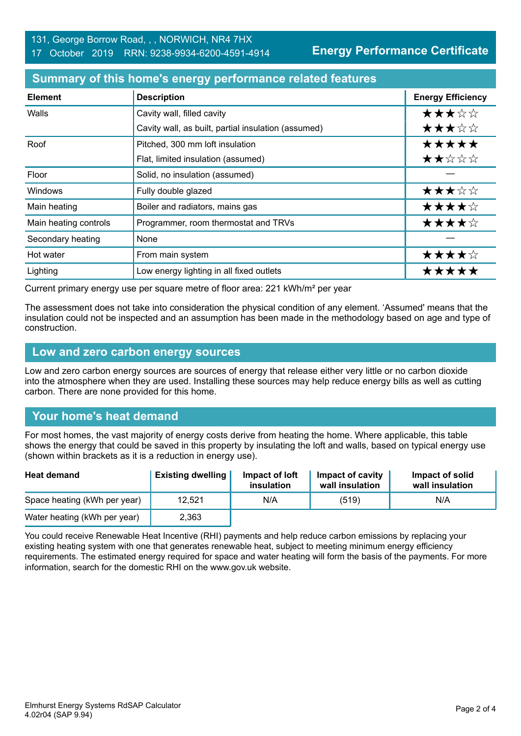131, George Borrow Road, , , NORWICH, NR4 7HX
17 October 2019 RRN: 9238-9934-6200-4591-4914

**Energy Performance Certificate**

## Summary of this home's energy performance related features

| Element | Description | Energy Efficiency |
|---|---|---|
| Walls | Cavity wall, filled cavity | ★★★☆☆ |
| | Cavity wall, as built, partial insulation (assumed) | ★★★☆☆ |
| Roof | Pitched, 300 mm loft insulation | ★★★★★ |
| | Flat, limited insulation (assumed) | ★★☆☆☆ |
| Floor | Solid, no insulation (assumed) | — |
| Windows | Fully double glazed | ★★★☆☆ |
| Main heating | Boiler and radiators, mains gas | ★★★★☆ |
| Main heating controls | Programmer, room thermostat and TRVs | ★★★★☆ |
| Secondary heating | None | — |
| Hot water | From main system | ★★★★☆ |
| Lighting | Low energy lighting in all fixed outlets | ★★★★★ |

Current primary energy use per square metre of floor area: 221 kWh/m² per year

The assessment does not take into consideration the physical condition of any element. 'Assumed' means that the insulation could not be inspected and an assumption has been made in the methodology based on age and type of construction.

## Low and zero carbon energy sources

Low and zero carbon energy sources are sources of energy that release either very little or no carbon dioxide into the atmosphere when they are used. Installing these sources may help reduce energy bills as well as cutting carbon. There are none provided for this home.

## Your home's heat demand

For most homes, the vast majority of energy costs derive from heating the home. Where applicable, this table shows the energy that could be saved in this property by insulating the loft and walls, based on typical energy use (shown within brackets as it is a reduction in energy use).

| Heat demand | Existing dwelling | Impact of loft insulation | Impact of cavity wall insulation | Impact of solid wall insulation |
|---|---|---|---|---|
| Space heating (kWh per year) | 12,521 | N/A | (519) | N/A |
| Water heating (kWh per year) | 2,363 | | | |

You could receive Renewable Heat Incentive (RHI) payments and help reduce carbon emissions by replacing your existing heating system with one that generates renewable heat, subject to meeting minimum energy efficiency requirements. The estimated energy required for space and water heating will form the basis of the payments. For more information, search for the domestic RHI on the www.gov.uk website.

Elmhurst Energy Systems RdSAP Calculator
4.02r04 (SAP 9.94)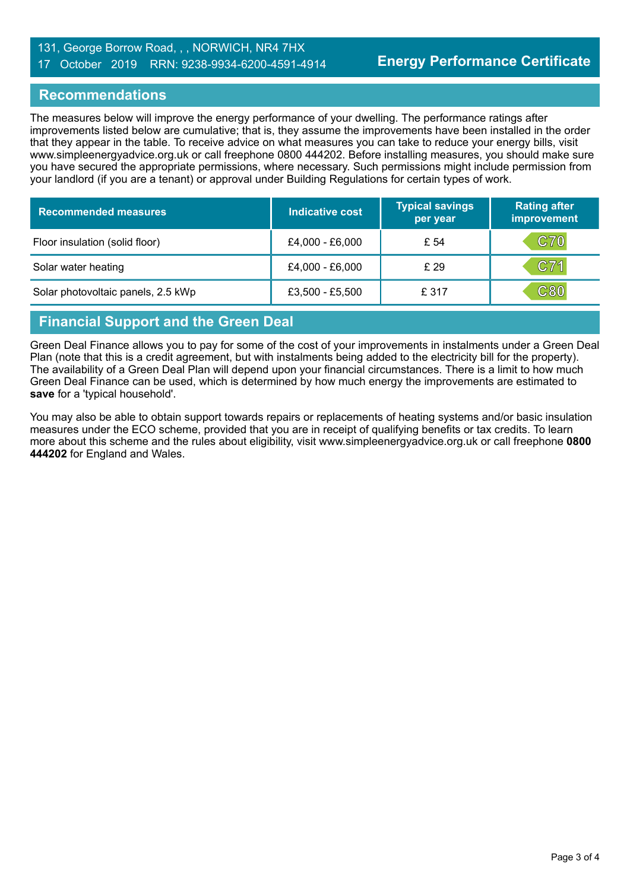## Recommendations

The measures below will improve the energy performance of your dwelling. The performance ratings after improvements listed below are cumulative; that is, they assume the improvements have been installed in the order that they appear in the table. To receive advice on what measures you can take to reduce your energy bills, visit www.simpleenergyadvice.org.uk or call freephone 0800 444202. Before installing measures, you should make sure you have secured the appropriate permissions, where necessary. Such permissions might include permission from your landlord (if you are a tenant) or approval under Building Regulations for certain types of work.

| Recommended measures | Indicative cost | Typical savings per year | Rating after improvement |
|---|---|---|---|
| Floor insulation (solid floor) | £4,000 - £6,000 | £ 54 | C70 |
| Solar water heating | £4,000 - £6,000 | £ 29 | C71 |
| Solar photovoltaic panels, 2.5 kWp | £3,500 - £5,500 | £ 317 | C80 |

## Financial Support and the Green Deal

Green Deal Finance allows you to pay for some of the cost of your improvements in instalments under a Green Deal Plan (note that this is a credit agreement, but with instalments being added to the electricity bill for the property). The availability of a Green Deal Plan will depend upon your financial circumstances. There is a limit to how much Green Deal Finance can be used, which is determined by how much energy the improvements are estimated to **save** for a 'typical household'.

You may also be able to obtain support towards repairs or replacements of heating systems and/or basic insulation measures under the ECO scheme, provided that you are in receipt of qualifying benefits or tax credits. To learn more about this scheme and the rules about eligibility, visit www.simpleenergyadvice.org.uk or call freephone **0800 444202** for England and Wales.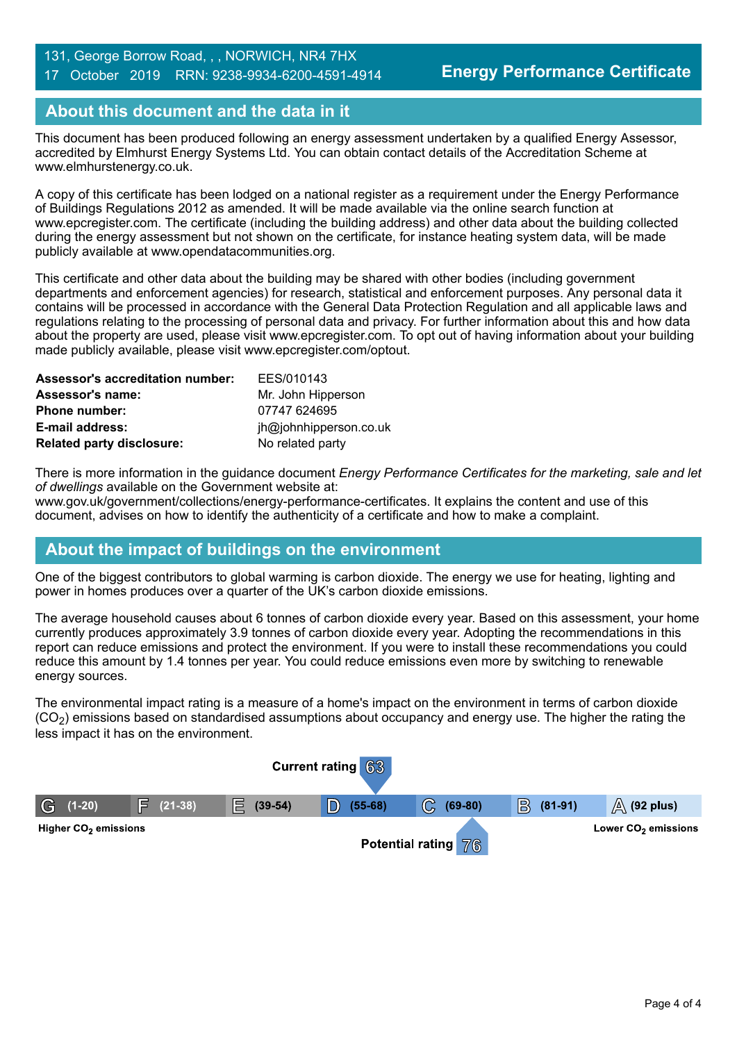131, George Borrow Road, , , NORWICH, NR4 7HX
17 October 2019 RRN: 9238-9934-6200-4591-4914

**Energy Performance Certificate**

## About this document and the data in it

This document has been produced following an energy assessment undertaken by a qualified Energy Assessor, accredited by Elmhurst Energy Systems Ltd. You can obtain contact details of the Accreditation Scheme at www.elmhurstenergy.co.uk.

A copy of this certificate has been lodged on a national register as a requirement under the Energy Performance of Buildings Regulations 2012 as amended. It will be made available via the online search function at www.epcregister.com. The certificate (including the building address) and other data about the building collected during the energy assessment but not shown on the certificate, for instance heating system data, will be made publicly available at www.opendatacommunities.org.

This certificate and other data about the building may be shared with other bodies (including government departments and enforcement agencies) for research, statistical and enforcement purposes. Any personal data it contains will be processed in accordance with the General Data Protection Regulation and all applicable laws and regulations relating to the processing of personal data and privacy. For further information about this and how data about the property are used, please visit www.epcregister.com. To opt out of having information about your building made publicly available, please visit www.epcregister.com/optout.

| | |
|---|---|
| **Assessor's accreditation number:** | EES/010143 |
| **Assessor's name:** | Mr. John Hipperson |
| **Phone number:** | 07747 624695 |
| **E-mail address:** | jh@johnhipperson.co.uk |
| **Related party disclosure:** | No related party |

There is more information in the guidance document *Energy Performance Certificates for the marketing, sale and let of dwellings* available on the Government website at: www.gov.uk/government/collections/energy-performance-certificates. It explains the content and use of this document, advises on how to identify the authenticity of a certificate and how to make a complaint.

## About the impact of buildings on the environment

One of the biggest contributors to global warming is carbon dioxide. The energy we use for heating, lighting and power in homes produces over a quarter of the UK's carbon dioxide emissions.

The average household causes about 6 tonnes of carbon dioxide every year. Based on this assessment, your home currently produces approximately 3.9 tonnes of carbon dioxide every year. Adopting the recommendations in this report can reduce emissions and protect the environment. If you were to install these recommendations you could reduce this amount by 1.4 tonnes per year. You could reduce emissions even more by switching to renewable energy sources.

The environmental impact rating is a measure of a home's impact on the environment in terms of carbon dioxide ($CO_2$) emissions based on standardised assumptions about occupancy and energy use. The higher the rating the less impact it has on the environment.

Current rating 63

G (1-20) F (21-38) E (39-54) D (55-68) C (69-80) B (81-91) A (92 plus)

Higher $CO_2$ emissions

Lower $CO_2$ emissions

Potential rating 76